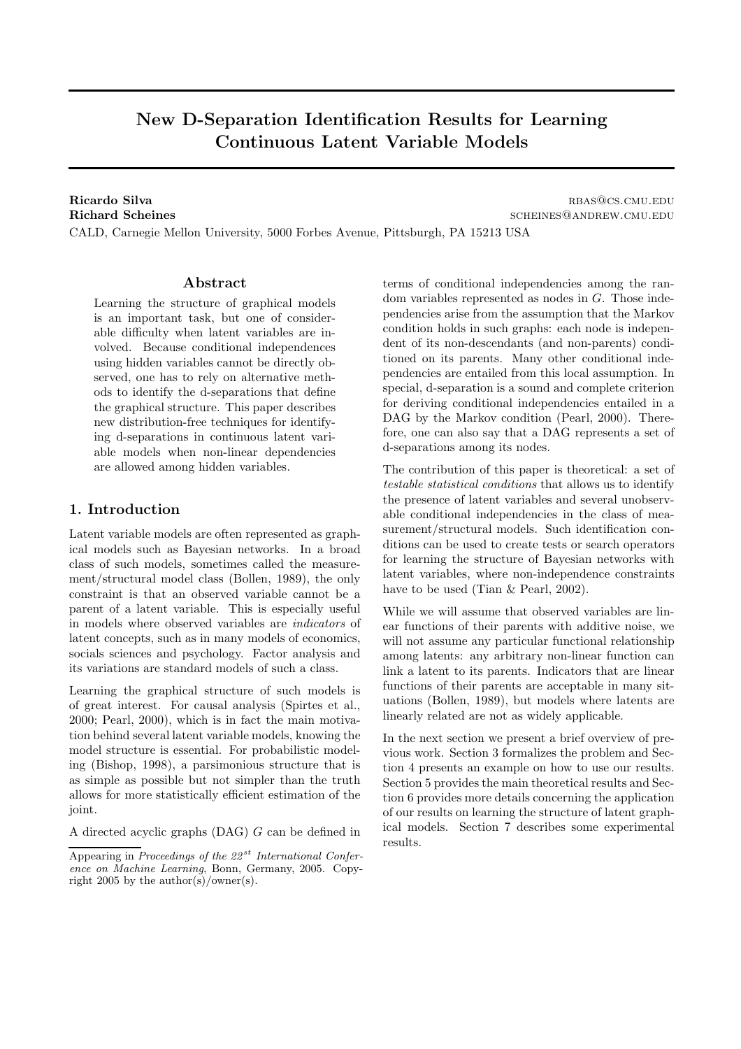# New D-Separation Identification Results for Learning Continuous Latent Variable Models

**Ricardo Silva** rbas@cs.cmu.edu
**Richard Scheines** scheines@andrew.cmu.edu
CALD, Carnegie Mellon University, 5000 Forbes Avenue, Pittsburgh, PA 15213 USA

## Abstract

Learning the structure of graphical models is an important task, but one of considerable difficulty when latent variables are involved. Because conditional independences using hidden variables cannot be directly observed, one has to rely on alternative methods to identify the d-separations that define the graphical structure. This paper describes new distribution-free techniques for identifying d-separations in continuous latent variable models when non-linear dependencies are allowed among hidden variables.

## 1. Introduction

Latent variable models are often represented as graphical models such as Bayesian networks. In a broad class of such models, sometimes called the measurement/structural model class (Bollen, 1989), the only constraint is that an observed variable cannot be a parent of a latent variable. This is especially useful in models where observed variables are *indicators* of latent concepts, such as in many models of economics, socials sciences and psychology. Factor analysis and its variations are standard models of such a class.

Learning the graphical structure of such models is of great interest. For causal analysis (Spirtes et al., 2000; Pearl, 2000), which is in fact the main motivation behind several latent variable models, knowing the model structure is essential. For probabilistic modeling (Bishop, 1998), a parsimonious structure that is as simple as possible but not simpler than the truth allows for more statistically efficient estimation of the joint.

A directed acyclic graphs (DAG) $G$ can be defined in terms of conditional independencies among the random variables represented as nodes in $G$. Those independencies arise from the assumption that the Markov condition holds in such graphs: each node is independent of its non-descendants (and non-parents) conditioned on its parents. Many other conditional independencies are entailed from this local assumption. In special, d-separation is a sound and complete criterion for deriving conditional independencies entailed in a DAG by the Markov condition (Pearl, 2000). Therefore, one can also say that a DAG represents a set of d-separations among its nodes.

The contribution of this paper is theoretical: a set of *testable statistical conditions* that allows us to identify the presence of latent variables and several unobservable conditional independencies in the class of measurement/structural models. Such identification conditions can be used to create tests or search operators for learning the structure of Bayesian networks with latent variables, where non-independence constraints have to be used (Tian & Pearl, 2002).

While we will assume that observed variables are linear functions of their parents with additive noise, we will not assume any particular functional relationship among latents: any arbitrary non-linear function can link a latent to its parents. Indicators that are linear functions of their parents are acceptable in many situations (Bollen, 1989), but models where latents are linearly related are not as widely applicable.

In the next section we present a brief overview of previous work. Section 3 formalizes the problem and Section 4 presents an example on how to use our results. Section 5 provides the main theoretical results and Section 6 provides more details concerning the application of our results on learning the structure of latent graphical models. Section 7 describes some experimental results.

Appearing in *Proceedings of the 22nd International Conference on Machine Learning*, Bonn, Germany, 2005. Copyright 2005 by the author(s)/owner(s).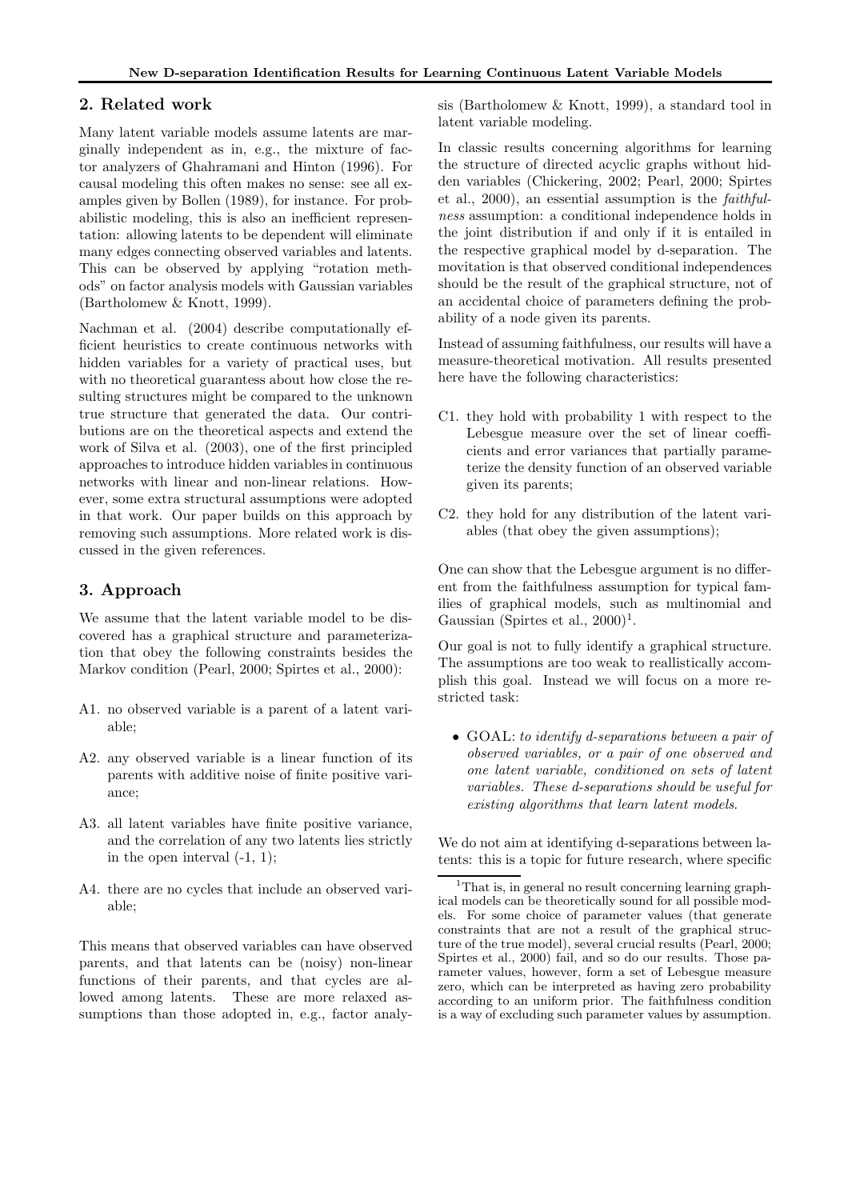## 2. Related work

Many latent variable models assume latents are marginally independent as in, e.g., the mixture of factor analyzers of Ghahramani and Hinton (1996). For causal modeling this often makes no sense: see all examples given by Bollen (1989), for instance. For probabilistic modeling, this is also an inefficient representation: allowing latents to be dependent will eliminate many edges connecting observed variables and latents. This can be observed by applying "rotation methods" on factor analysis models with Gaussian variables (Bartholomew & Knott, 1999).

Nachman et al. (2004) describe computationally efficient heuristics to create continuous networks with hidden variables for a variety of practical uses, but with no theoretical guarantess about how close the resulting structures might be compared to the unknown true structure that generated the data. Our contributions are on the theoretical aspects and extend the work of Silva et al. (2003), one of the first principled approaches to introduce hidden variables in continuous networks with linear and non-linear relations. However, some extra structural assumptions were adopted in that work. Our paper builds on this approach by removing such assumptions. More related work is discussed in the given references.

## 3. Approach

We assume that the latent variable model to be discovered has a graphical structure and parameterization that obey the following constraints besides the Markov condition (Pearl, 2000; Spirtes et al., 2000):

- A1. no observed variable is a parent of a latent variable;
- A2. any observed variable is a linear function of its parents with additive noise of finite positive variance;
- A3. all latent variables have finite positive variance, and the correlation of any two latents lies strictly in the open interval (-1, 1);
- A4. there are no cycles that include an observed variable;

This means that observed variables can have observed parents, and that latents can be (noisy) non-linear functions of their parents, and that cycles are allowed among latents. These are more relaxed assumptions than those adopted in, e.g., factor analysis (Bartholomew & Knott, 1999), a standard tool in latent variable modeling.

In classic results concerning algorithms for learning the structure of directed acyclic graphs without hidden variables (Chickering, 2002; Pearl, 2000; Spirtes et al., 2000), an essential assumption is the *faithfulness* assumption: a conditional independence holds in the joint distribution if and only if it is entailed in the respective graphical model by d-separation. The movitation is that observed conditional independences should be the result of the graphical structure, not of an accidental choice of parameters defining the probability of a node given its parents.

Instead of assuming faithfulness, our results will have a measure-theoretical motivation. All results presented here have the following characteristics:

- C1. they hold with probability 1 with respect to the Lebesgue measure over the set of linear coefficients and error variances that partially parameterize the density function of an observed variable given its parents;
- C2. they hold for any distribution of the latent variables (that obey the given assumptions);

One can show that the Lebesgue argument is no different from the faithfulness assumption for typical families of graphical models, such as multinomial and Gaussian (Spirtes et al., 2000)[1].

Our goal is not to fully identify a graphical structure. The assumptions are too weak to reallistically accomplish this goal. Instead we will focus on a more restricted task:

- GOAL: *to identify d-separations between a pair of observed variables, or a pair of one observed and one latent variable, conditioned on sets of latent variables. These d-separations should be useful for existing algorithms that learn latent models.*

We do not aim at identifying d-separations between latents: this is a topic for future research, where specific

[1] That is, in general no result concerning learning graphical models can be theoretically sound for all possible models. For some choice of parameter values (that generate constraints that are not a result of the graphical structure of the true model), several crucial results (Pearl, 2000; Spirtes et al., 2000) fail, and so do our results. Those parameter values, however, form a set of Lebesgue measure zero, which can be interpreted as having zero probability according to an uniform prior. The faithfulness condition is a way of excluding such parameter values by assumption.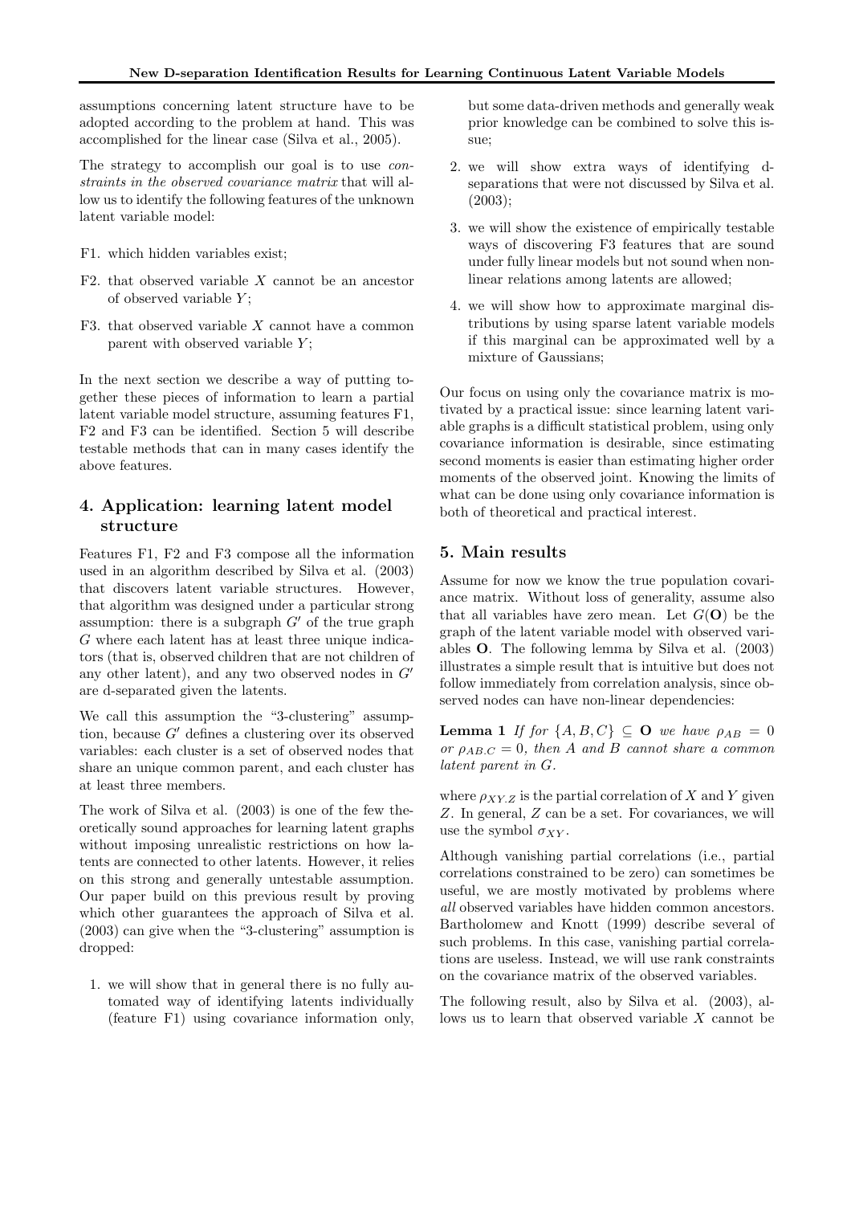assumptions concerning latent structure have to be adopted according to the problem at hand. This was accomplished for the linear case (Silva et al., 2005).

The strategy to accomplish our goal is to use *constraints in the observed covariance matrix* that will allow us to identify the following features of the unknown latent variable model:

F1. which hidden variables exist;

F2. that observed variable $X$ cannot be an ancestor of observed variable $Y$;

F3. that observed variable $X$ cannot have a common parent with observed variable $Y$;

In the next section we describe a way of putting together these pieces of information to learn a partial latent variable model structure, assuming features F1, F2 and F3 can be identified. Section 5 will describe testable methods that can in many cases identify the above features.

## 4. Application: learning latent model structure

Features F1, F2 and F3 compose all the information used in an algorithm described by Silva et al. (2003) that discovers latent variable structures. However, that algorithm was designed under a particular strong assumption: there is a subgraph $G'$ of the true graph $G$ where each latent has at least three unique indicators (that is, observed children that are not children of any other latent), and any two observed nodes in $G'$ are d-separated given the latents.

We call this assumption the "3-clustering" assumption, because $G'$ defines a clustering over its observed variables: each cluster is a set of observed nodes that share an unique common parent, and each cluster has at least three members.

The work of Silva et al. (2003) is one of the few theoretically sound approaches for learning latent graphs without imposing unrealistic restrictions on how latents are connected to other latents. However, it relies on this strong and generally untestable assumption. Our paper build on this previous result by proving which other guarantees the approach of Silva et al. (2003) can give when the "3-clustering" assumption is dropped:

1. we will show that in general there is no fully automated way of identifying latents individually (feature F1) using covariance information only, but some data-driven methods and generally weak prior knowledge can be combined to solve this issue;
2. we will show extra ways of identifying d-separations that were not discussed by Silva et al. (2003);
3. we will show the existence of empirically testable ways of discovering F3 features that are sound under fully linear models but not sound when nonlinear relations among latents are allowed;
4. we will show how to approximate marginal distributions by using sparse latent variable models if this marginal can be approximated well by a mixture of Gaussians;

Our focus on using only the covariance matrix is motivated by a practical issue: since learning latent variable graphs is a difficult statistical problem, using only covariance information is desirable, since estimating second moments is easier than estimating higher order moments of the observed joint. Knowing the limits of what can be done using only covariance information is both of theoretical and practical interest.

## 5. Main results

Assume for now we know the true population covariance matrix. Without loss of generality, assume also that all variables have zero mean. Let $G(\mathbf{O})$ be the graph of the latent variable model with observed variables $\mathbf{O}$. The following lemma by Silva et al. (2003) illustrates a simple result that is intuitive but does not follow immediately from correlation analysis, since observed nodes can have non-linear dependencies:

**Lemma 1** *If for $\{A, B, C\} \subseteq \mathbf{O}$ we have $\rho_{AB} = 0$ or $\rho_{AB.C} = 0$, then $A$ and $B$ cannot share a common latent parent in $G$.*

where $\rho_{XY.Z}$ is the partial correlation of $X$ and $Y$ given $Z$. In general, $Z$ can be a set. For covariances, we will use the symbol $\sigma_{XY}$.

Although vanishing partial correlations (i.e., partial correlations constrained to be zero) can sometimes be useful, we are mostly motivated by problems where *all* observed variables have hidden common ancestors. Bartholomew and Knott (1999) describe several of such problems. In this case, vanishing partial correlations are useless. Instead, we will use rank constraints on the covariance matrix of the observed variables.

The following result, also by Silva et al. (2003), allows us to learn that observed variable $X$ cannot be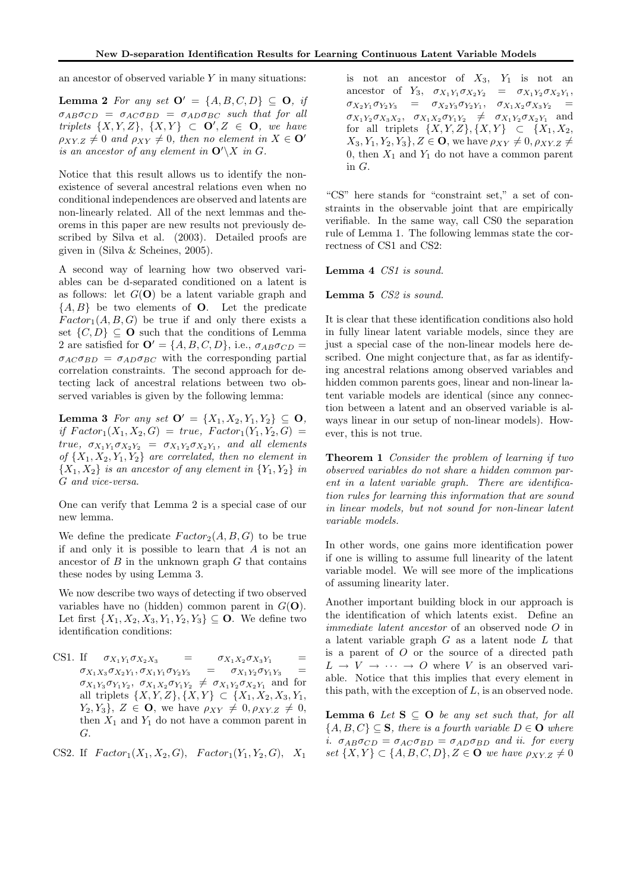an ancestor of observed variable $Y$ in many situations:

**Lemma 2** *For any set $\mathbf{O}' = \{A, B, C, D\} \subseteq \mathbf{O}$, if $\sigma_{AB}\sigma_{CD} = \sigma_{AC}\sigma_{BD} = \sigma_{AD}\sigma_{BC}$ such that for all triplets $\{X, Y, Z\}$, $\{X, Y\} \subset \mathbf{O}', Z \in \mathbf{O}$, we have $\rho_{XY.Z} \neq 0$ and $\rho_{XY} \neq 0$, then no element in $X \in \mathbf{O}'$ is an ancestor of any element in $\mathbf{O}' \backslash X$ in $G$.*

Notice that this result allows us to identify the non-existence of several ancestral relations even when no conditional independences are observed and latents are non-linearly related. All of the next lemmas and theorems in this paper are new results not previously described by Silva et al. (2003). Detailed proofs are given in (Silva & Scheines, 2005).

A second way of learning how two observed variables can be d-separated conditioned on a latent is as follows: let $G(\mathbf{O})$ be a latent variable graph and $\{A, B\}$ be two elements of $\mathbf{O}$. Let the predicate $Factor_1(A, B, G)$ be true if and only there exists a set $\{C, D\} \subseteq \mathbf{O}$ such that the conditions of Lemma 2 are satisfied for $\mathbf{O}' = \{A, B, C, D\}$, i.e., $\sigma_{AB}\sigma_{CD} = \sigma_{AC}\sigma_{BD} = \sigma_{AD}\sigma_{BC}$ with the corresponding partial correlation constraints. The second approach for detecting lack of ancestral relations between two observed variables is given by the following lemma:

**Lemma 3** *For any set $\mathbf{O}' = \{X_1, X_2, Y_1, Y_2\} \subseteq \mathbf{O}$, if $Factor_1(X_1, X_2, G) = true$, $Factor_1(Y_1, Y_2, G) = true$, $\sigma_{X_1Y_1}\sigma_{X_2Y_2} = \sigma_{X_1Y_2}\sigma_{X_2Y_1}$, and all elements of $\{X_1, X_2, Y_1, Y_2\}$ are correlated, then no element in $\{X_1, X_2\}$ is an ancestor of any element in $\{Y_1, Y_2\}$ in $G$ and vice-versa.*

One can verify that Lemma 2 is a special case of our new lemma.

We define the predicate $Factor_2(A, B, G)$ to be true if and only it is possible to learn that $A$ is not an ancestor of $B$ in the unknown graph $G$ that contains these nodes by using Lemma 3.

We now describe two ways of detecting if two observed variables have no (hidden) common parent in $G(\mathbf{O})$. Let first $\{X_1, X_2, X_3, Y_1, Y_2, Y_3\} \subseteq \mathbf{O}$. We define two identification conditions:

- CS1. If $\sigma_{X_1Y_1}\sigma_{X_2X_3} = \sigma_{X_1X_2}\sigma_{X_3Y_1} = \sigma_{X_1X_3}\sigma_{X_2Y_1}, \sigma_{X_1Y_1}\sigma_{Y_2Y_3} = \sigma_{X_1Y_2}\sigma_{Y_1Y_3} = \sigma_{X_1Y_3}\sigma_{Y_1Y_2}$, $\sigma_{X_1X_2}\sigma_{Y_1Y_2} \neq \sigma_{X_1Y_2}\sigma_{X_2Y_1}$ and for all triplets $\{X, Y, Z\}, \{X, Y\} \subset \{X_1, X_2, X_3, Y_1, Y_2, Y_3\}$, $Z \in \mathbf{O}$, we have $\rho_{XY} \neq 0, \rho_{XY.Z} \neq 0$, then $X_1$ and $Y_1$ do not have a common parent in $G$.
- CS2. If $Factor_1(X_1, X_2, G)$, $Factor_1(Y_1, Y_2, G)$, $X_1$ is not an ancestor of $X_3$, $Y_1$ is not an ancestor of $Y_3$, $\sigma_{X_1Y_1}\sigma_{X_2Y_2} = \sigma_{X_1Y_2}\sigma_{X_2Y_1}$, $\sigma_{X_2Y_1}\sigma_{Y_2Y_3} = \sigma_{X_2Y_3}\sigma_{Y_2Y_1}$, $\sigma_{X_1X_2}\sigma_{X_3Y_2} = \sigma_{X_1Y_2}\sigma_{X_3X_2}$, $\sigma_{X_1X_2}\sigma_{Y_1Y_2} \neq \sigma_{X_1Y_2}\sigma_{X_2Y_1}$ and for all triplets $\{X, Y, Z\}, \{X, Y\} \subset \{X_1, X_2, X_3, Y_1, Y_2, Y_3\}, Z \in \mathbf{O}$, we have $\rho_{XY} \neq 0, \rho_{XY.Z} \neq 0$, then $X_1$ and $Y_1$ do not have a common parent in $G$.

"CS" here stands for "constraint set," a set of constraints in the observable joint that are empirically verifiable. In the same way, call CS0 the separation rule of Lemma 1. The following lemmas state the correctness of CS1 and CS2:

**Lemma 4** *CS1 is sound.*

**Lemma 5** *CS2 is sound.*

It is clear that these identification conditions also hold in fully linear latent variable models, since they are just a special case of the non-linear models here described. One might conjecture that, as far as identifying ancestral relations among observed variables and hidden common parents goes, linear and non-linear latent variable models are identical (since any connection between a latent and an observed variable is always linear in our setup of non-linear models). However, this is not true.

**Theorem 1** *Consider the problem of learning if two observed variables do not share a hidden common parent in a latent variable graph. There are identification rules for learning this information that are sound in linear models, but not sound for non-linear latent variable models.*

In other words, one gains more identification power if one is willing to assume full linearity of the latent variable model. We will see more of the implications of assuming linearity later.

Another important building block in our approach is the identification of which latents exist. Define an *immediate latent ancestor* of an observed node $O$ in a latent variable graph $G$ as a latent node $L$ that is a parent of $O$ or the source of a directed path $L \rightarrow V \rightarrow \cdots \rightarrow O$ where $V$ is an observed variable. Notice that this implies that every element in this path, with the exception of $L$, is an observed node.

**Lemma 6** *Let $\mathbf{S} \subseteq \mathbf{O}$ be any set such that, for all $\{A, B, C\} \subseteq \mathbf{S}$, there is a fourth variable $D \in \mathbf{O}$ where i. $\sigma_{AB}\sigma_{CD} = \sigma_{AC}\sigma_{BD} = \sigma_{AD}\sigma_{BD}$ and ii. for every set $\{X, Y\} \subset \{A, B, C, D\}, Z \in \mathbf{O}$ we have $\rho_{XY.Z} \neq 0$*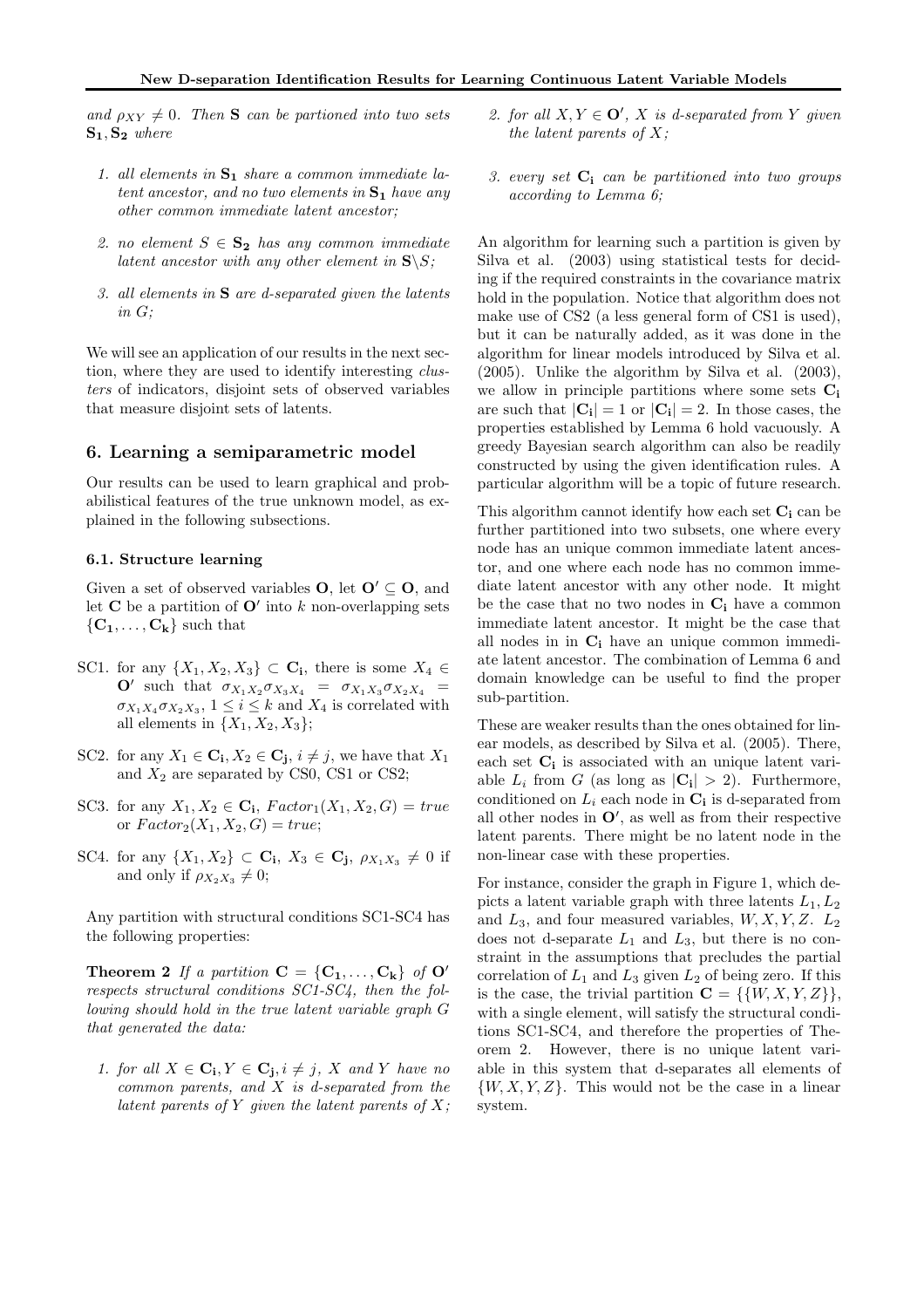and $\rho_{XY} \neq 0$. *Then* $\mathbf{S}$ *can be partioned into two sets* $\mathbf{S_1}, \mathbf{S_2}$ *where*

1. *all elements in* $\mathbf{S_1}$ *share a common immediate latent ancestor, and no two elements in* $\mathbf{S_1}$ *have any other common immediate latent ancestor;*
2. *no element* $S \in \mathbf{S_2}$ *has any common immediate latent ancestor with any other element in* $\mathbf{S}\backslash S$*;*
3. *all elements in* $\mathbf{S}$ *are d-separated given the latents in* $G$*;*

We will see an application of our results in the next section, where they are used to identify interesting *clusters* of indicators, disjoint sets of observed variables that measure disjoint sets of latents.

## 6. Learning a semiparametric model

Our results can be used to learn graphical and probabilistical features of the true unknown model, as explained in the following subsections.

### 6.1. Structure learning

Given a set of observed variables $\mathbf{O}$, let $\mathbf{O'} \subseteq \mathbf{O}$, and let $\mathbf{C}$ be a partition of $\mathbf{O'}$ into $k$ non-overlapping sets $\{\mathbf{C_1}, \ldots, \mathbf{C_k}\}$ such that

- SC1. for any $\{X_1, X_2, X_3\} \subset \mathbf{C_i}$, there is some $X_4 \in \mathbf{O'}$ such that $\sigma_{X_1X_2}\sigma_{X_3X_4} = \sigma_{X_1X_3}\sigma_{X_2X_4} = \sigma_{X_1X_4}\sigma_{X_2X_3}$, $1 \leq i \leq k$ and $X_4$ is correlated with all elements in $\{X_1, X_2, X_3\}$;
- SC2. for any $X_1 \in \mathbf{C_i}, X_2 \in \mathbf{C_j}$, $i \neq j$, we have that $X_1$ and $X_2$ are separated by CS0, CS1 or CS2;
- SC3. for any $X_1, X_2 \in \mathbf{C_i}$, $Factor_1(X_1, X_2, G) = true$ or $Factor_2(X_1, X_2, G) = true$;
- SC4. for any $\{X_1, X_2\} \subset \mathbf{C_i}$, $X_3 \in \mathbf{C_j}$, $\rho_{X_1X_3} \neq 0$ if and only if $\rho_{X_2X_3} \neq 0$;

Any partition with structural conditions SC1-SC4 has the following properties:

**Theorem 2** *If a partition* $\mathbf{C} = \{\mathbf{C_1}, \ldots, \mathbf{C_k}\}$ *of* $\mathbf{O'}$ *respects structural conditions SC1-SC4, then the following should hold in the true latent variable graph* $G$ *that generated the data:*

1. *for all* $X \in \mathbf{C_i}, Y \in \mathbf{C_j}, i \neq j$*,* $X$ *and* $Y$ *have no common parents, and* $X$ *is d-separated from the latent parents of* $Y$ *given the latent parents of* $X$*;*
2. *for all* $X, Y \in \mathbf{O'}$*,* $X$ *is d-separated from* $Y$ *given the latent parents of* $X$*;*
3. *every set* $\mathbf{C_i}$ *can be partitioned into two groups according to Lemma 6;*

An algorithm for learning such a partition is given by Silva et al. (2003) using statistical tests for deciding if the required constraints in the covariance matrix hold in the population. Notice that algorithm does not make use of CS2 (a less general form of CS1 is used), but it can be naturally added, as it was done in the algorithm for linear models introduced by Silva et al. (2005). Unlike the algorithm by Silva et al. (2003), we allow in principle partitions where some sets $\mathbf{C_i}$ are such that $|\mathbf{C_i}| = 1$ or $|\mathbf{C_i}| = 2$. In those cases, the properties established by Lemma 6 hold vacuously. A greedy Bayesian search algorithm can also be readily constructed by using the given identification rules. A particular algorithm will be a topic of future research.

This algorithm cannot identify how each set $\mathbf{C_i}$ can be further partitioned into two subsets, one where every node has an unique common immediate latent ancestor, and one where each node has no common immediate latent ancestor with any other node. It might be the case that no two nodes in $\mathbf{C_i}$ have a common immediate latent ancestor. It might be the case that all nodes in in $\mathbf{C_i}$ have an unique common immediate latent ancestor. The combination of Lemma 6 and domain knowledge can be useful to find the proper sub-partition.

These are weaker results than the ones obtained for linear models, as described by Silva et al. (2005). There, each set $\mathbf{C_i}$ is associated with an unique latent variable $L_i$ from $G$ (as long as $|\mathbf{C_i}| > 2$). Furthermore, conditioned on $L_i$ each node in $\mathbf{C_i}$ is d-separated from all other nodes in $\mathbf{O'}$, as well as from their respective latent parents. There might be no latent node in the non-linear case with these properties.

For instance, consider the graph in Figure 1, which depicts a latent variable graph with three latents $L_1, L_2$ and $L_3$, and four measured variables, $W, X, Y, Z$. $L_2$ does not d-separate $L_1$ and $L_3$, but there is no constraint in the assumptions that precludes the partial correlation of $L_1$ and $L_3$ given $L_2$ of being zero. If this is the case, the trivial partition $\mathbf{C} = \{\{W, X, Y, Z\}\}$, with a single element, will satisfy the structural conditions SC1-SC4, and therefore the properties of Theorem 2. However, there is no unique latent variable in this system that d-separates all elements of $\{W, X, Y, Z\}$. This would not be the case in a linear system.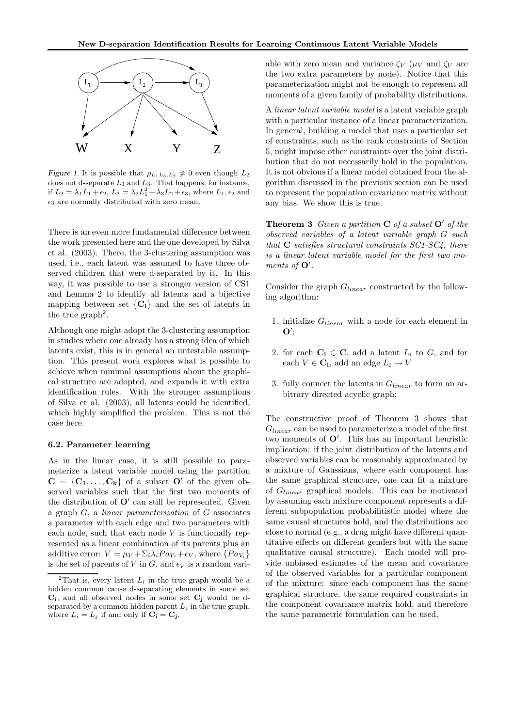*Figure 1.* It is possible that $\rho_{L_1 L_3 . L_2} \neq 0$ even though $L_2$ does not d-separate $L_1$ and $L_3$. That happens, for instance, if $L_2 = \lambda_1 L_1 + \epsilon_2$, $L_3 = \lambda_2 L_1^2 + \lambda_3 L_2 + \epsilon_3$, where $L_1, \epsilon_2$ and $\epsilon_3$ are normally distributed with zero mean.

There is an even more fundamental difference between the work presented here and the one developed by Silva et al. (2003). There, the 3-clustering assumption was used, i.e., each latent was assumed to have three observed children that were d-separated by it. In this way, it was possible to use a stronger version of CS1 and Lemma 2 to identify all latents and a bijective mapping between set $\{\mathbf{C_i}\}$ and the set of latents in the true graph[2].

Although one might adopt the 3-clustering assumption in studies where one already has a strong idea of which latents exist, this is in general an untestable assumption. This present work explores what is possible to achieve when minimal assumptions about the graphical structure are adopted, and expands it with extra identification rules. With the stronger assumptions of Silva et al. (2003), all latents could be identified, which highly simplified the problem. This is not the case here.

### 6.2. Parameter learning

As in the linear case, it is still possible to parameterize a latent variable model using the partition $\mathbf{C} = \{\mathbf{C_1}, \ldots, \mathbf{C_k}\}$ of a subset $\mathbf{O'}$ of the given observed variables such that the first two moments of the distribution of $\mathbf{O'}$ can still be represented. Given a graph $G$, a *linear parameterization* of $G$ associates a parameter with each edge and two parameters with each node, such that each node $V$ is functionally represented as a linear combination of its parents plus an additive error: $V = \mu_V + \Sigma_i \lambda_i Pa_{V_i} + \epsilon_V$, where $\{Pa_{V_i}\}$ is the set of parents of $V$ in $G$, and $\epsilon_V$ is a random variable with zero mean and variance $\zeta_V$ ($\mu_V$ and $\zeta_V$ are the two extra parameters by node). Notice that this parameterization might not be enough to represent all moments of a given family of probability distributions.

A *linear latent variable model* is a latent variable graph with a particular instance of a linear parameterization. In general, building a model that uses a particular set of constraints, such as the rank constraints of Section 5, might impose other constraints over the joint distribution that do not necessarily hold in the population. It is not obvious if a linear model obtained from the algorithm discussed in the previous section can be used to represent the population covariance matrix without any bias. We show this is true.

**Theorem 3** *Given a partition* $\mathbf{C}$ *of a subset* $\mathbf{O'}$ *of the observed variables of a latent variable graph* $G$ *such that* $\mathbf{C}$ *satisfies structural constraints SC1-SC4, there is a linear latent variable model for the first two moments of* $\mathbf{O'}$.

Consider the graph $G_{linear}$ constructed by the following algorithm:

1. initialize $G_{linear}$ with a node for each element in $\mathbf{O'}$;
2. for each $\mathbf{C_i} \in \mathbf{C}$, add a latent $L_i$ to $G$, and for each $V \in \mathbf{C_i}$, add an edge $L_i \rightarrow V$
3. fully connect the latents in $G_{linear}$ to form an arbitrary directed acyclic graph;

The constructive proof of Theorem 3 shows that $G_{linear}$ can be used to parameterize a model of the first two moments of $\mathbf{O'}$. This has an important heuristic implication: if the joint distribution of the latents and observed variables can be reasonably approximated by a mixture of Gaussians, where each component has the same graphical structure, one can fit a mixture of $G_{linear}$ graphical models. This can be motivated by assuming each mixture component represents a different subpopulation probabilitistic model where the same causal structures hold, and the distributions are close to normal (e.g., a drug might have different quantitative effects on different genders but with the same qualitative causal structure). Each model will provide unbiased estimates of the mean and covariance of the observed variables for a particular component of the mixture: since each component has the same graphical structure, the same required constraints in the component covariance matrix hold, and therefore the same parametric formulation can be used.

---

[2] That is, every latent $L_i$ in the true graph would be a hidden common cause d-separating elements in some set $\mathbf{C_i}$, and all observed nodes in some set $\mathbf{C_j}$ would be d-separated by a common hidden parent $L_j$ in the true graph, where $L_i = L_j$ if and only if $\mathbf{C_i} = \mathbf{C_j}$.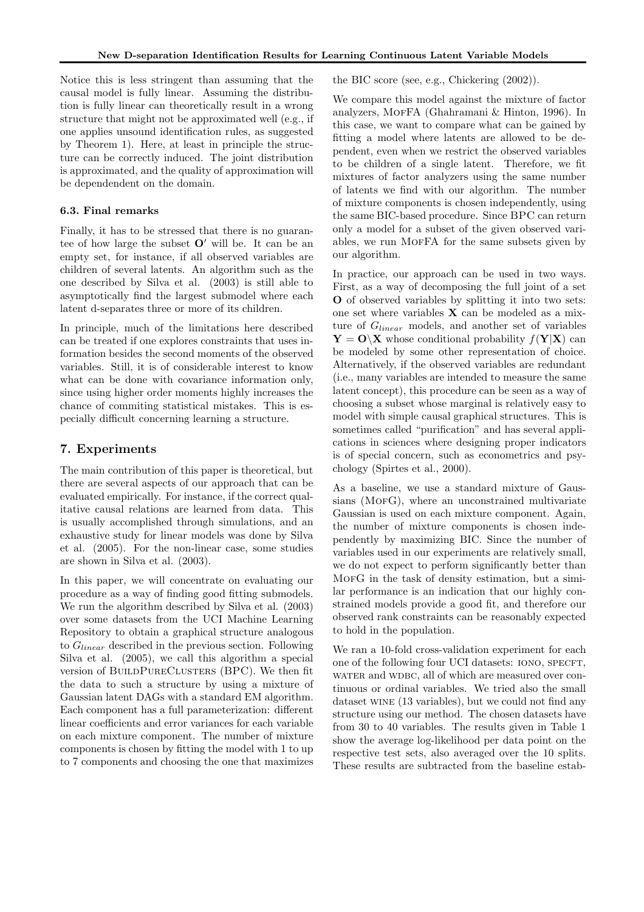Notice this is less stringent than assuming that the causal model is fully linear. Assuming the distribution is fully linear can theoretically result in a wrong structure that might not be approximated well (e.g., if one applies unsound identification rules, as suggested by Theorem 1). Here, at least in principle the structure can be correctly induced. The joint distribution is approximated, and the quality of approximation will be dependendent on the domain.

### 6.3. Final remarks

Finally, it has to be stressed that there is no guarantee of how large the subset $\mathbf{O}'$ will be. It can be an empty set, for instance, if all observed variables are children of several latents. An algorithm such as the one described by Silva et al. (2003) is still able to asymptotically find the largest submodel where each latent d-separates three or more of its children.

In principle, much of the limitations here described can be treated if one explores constraints that uses information besides the second moments of the observed variables. Still, it is of considerable interest to know what can be done with covariance information only, since using higher order moments highly increases the chance of commiting statistical mistakes. This is especially difficult concerning learning a structure.

## 7. Experiments

The main contribution of this paper is theoretical, but there are several aspects of our approach that can be evaluated empirically. For instance, if the correct qualitative causal relations are learned from data. This is usually accomplished through simulations, and an exhaustive study for linear models was done by Silva et al. (2005). For the non-linear case, some studies are shown in Silva et al. (2003).

In this paper, we will concentrate on evaluating our procedure as a way of finding good fitting submodels. We run the algorithm described by Silva et al. (2003) over some datasets from the UCI Machine Learning Repository to obtain a graphical structure analogous to $G_{linear}$ described in the previous section. Following Silva et al. (2005), we call this algorithm a special version of BuildPureClusters (BPC). We then fit the data to such a structure by using a mixture of Gaussian latent DAGs with a standard EM algorithm. Each component has a full parameterization: different linear coefficients and error variances for each variable on each mixture component. The number of mixture components is chosen by fitting the model with 1 to up to 7 components and choosing the one that maximizes the BIC score (see, e.g., Chickering (2002)).

We compare this model against the mixture of factor analyzers, MofFA (Ghahramani & Hinton, 1996). In this case, we want to compare what can be gained by fitting a model where latents are allowed to be dependent, even when we restrict the observed variables to be children of a single latent. Therefore, we fit mixtures of factor analyzers using the same number of latents we find with our algorithm. The number of mixture components is chosen independently, using the same BIC-based procedure. Since BPC can return only a model for a subset of the given observed variables, we run MofFA for the same subsets given by our algorithm.

In practice, our approach can be used in two ways. First, as a way of decomposing the full joint of a set $\mathbf{O}$ of observed variables by splitting it into two sets: one set where variables $\mathbf{X}$ can be modeled as a mixture of $G_{linear}$ models, and another set of variables $\mathbf{Y} = \mathbf{O}\backslash\mathbf{X}$ whose conditional probability $f(\mathbf{Y}|\mathbf{X})$ can be modeled by some other representation of choice. Alternatively, if the observed variables are redundant (i.e., many variables are intended to measure the same latent concept), this procedure can be seen as a way of choosing a subset whose marginal is relatively easy to model with simple causal graphical structures. This is sometimes called "purification" and has several applications in sciences where designing proper indicators is of special concern, such as econometrics and psychology (Spirtes et al., 2000).

As a baseline, we use a standard mixture of Gaussians (MofG), where an unconstrained multivariate Gaussian is used on each mixture component. Again, the number of mixture components is chosen independently by maximizing BIC. Since the number of variables used in our experiments are relatively small, we do not expect to perform significantly better than MofG in the task of density estimation, but a similar performance is an indication that our highly constrained models provide a good fit, and therefore our observed rank constraints can be reasonably expected to hold in the population.

We ran a 10-fold cross-validation experiment for each one of the following four UCI datasets: iono, spect, water and wdbc, all of which are measured over continuous or ordinal variables. We tried also the small dataset wine (13 variables), but we could not find any structure using our method. The chosen datasets have from 30 to 40 variables. The results given in Table 1 show the average log-likelihood per data point on the respective test sets, also averaged over the 10 splits. These results are subtracted from the baseline estab-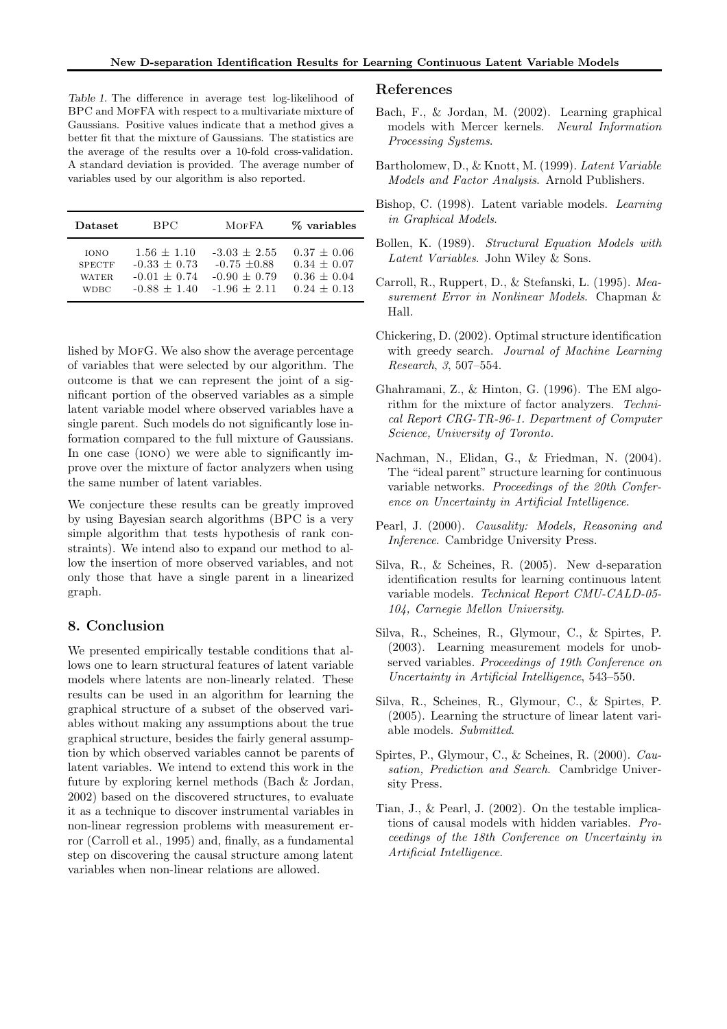Table 1. The difference in average test log-likelihood of BPC and MofFA with respect to a multivariate mixture of Gaussians. Positive values indicate that a method gives a better fit that the mixture of Gaussians. The statistics are the average of the results over a 10-fold cross-validation. A standard deviation is provided. The average number of variables used by our algorithm is also reported.

| Dataset | BPC | MofFA | % variables |
|---|---|---|---|
| iono | $1.56 \pm 1.10$ | $-3.03 \pm 2.55$ | $0.37 \pm 0.06$ |
| spectf | $-0.33 \pm 0.73$ | $-0.75 \pm 0.88$ | $0.34 \pm 0.07$ |
| water | $-0.01 \pm 0.74$ | $-0.90 \pm 0.79$ | $0.36 \pm 0.04$ |
| wdbc | $-0.88 \pm 1.40$ | $-1.96 \pm 2.11$ | $0.24 \pm 0.13$ |

lished by MofG. We also show the average percentage of variables that were selected by our algorithm. The outcome is that we can represent the joint of a significant portion of the observed variables as a simple latent variable model where observed variables have a single parent. Such models do not significantly lose information compared to the full mixture of Gaussians. In one case (iono) we were able to significantly improve over the mixture of factor analyzers when using the same number of latent variables.

We conjecture these results can be greatly improved by using Bayesian search algorithms (BPC is a very simple algorithm that tests hypothesis of rank constraints). We intend also to expand our method to allow the insertion of more observed variables, and not only those that have a single parent in a linearized graph.

## 8. Conclusion

We presented empirically testable conditions that allows one to learn structural features of latent variable models where latents are non-linearly related. These results can be used in an algorithm for learning the graphical structure of a subset of the observed variables without making any assumptions about the true graphical structure, besides the fairly general assumption by which observed variables cannot be parents of latent variables. We intend to extend this work in the future by exploring kernel methods (Bach & Jordan, 2002) based on the discovered structures, to evaluate it as a technique to discover instrumental variables in non-linear regression problems with measurement error (Carroll et al., 1995) and, finally, as a fundamental step on discovering the causal structure among latent variables when non-linear relations are allowed.

## References

Bach, F., & Jordan, M. (2002). Learning graphical models with Mercer kernels. *Neural Information Processing Systems*.

Bartholomew, D., & Knott, M. (1999). *Latent Variable Models and Factor Analysis*. Arnold Publishers.

Bishop, C. (1998). Latent variable models. *Learning in Graphical Models*.

Bollen, K. (1989). *Structural Equation Models with Latent Variables*. John Wiley & Sons.

Carroll, R., Ruppert, D., & Stefanski, L. (1995). *Measurement Error in Nonlinear Models*. Chapman & Hall.

Chickering, D. (2002). Optimal structure identification with greedy search. *Journal of Machine Learning Research*, *3*, 507–554.

Ghahramani, Z., & Hinton, G. (1996). The EM algorithm for the mixture of factor analyzers. *Technical Report CRG-TR-96-1. Department of Computer Science, University of Toronto.*

Nachman, N., Elidan, G., & Friedman, N. (2004). The "ideal parent" structure learning for continuous variable networks. *Proceedings of the 20th Conference on Uncertainty in Artificial Intelligence*.

Pearl, J. (2000). *Causality: Models, Reasoning and Inference*. Cambridge University Press.

Silva, R., & Scheines, R. (2005). New d-separation identification results for learning continuous latent variable models. *Technical Report CMU-CALD-05-104, Carnegie Mellon University*.

Silva, R., Scheines, R., Glymour, C., & Spirtes, P. (2003). Learning measurement models for unobserved variables. *Proceedings of 19th Conference on Uncertainty in Artificial Intelligence*, 543–550.

Silva, R., Scheines, R., Glymour, C., & Spirtes, P. (2005). Learning the structure of linear latent variable models. *Submitted*.

Spirtes, P., Glymour, C., & Scheines, R. (2000). *Causation, Prediction and Search*. Cambridge University Press.

Tian, J., & Pearl, J. (2002). On the testable implications of causal models with hidden variables. *Proceedings of the 18th Conference on Uncertainty in Artificial Intelligence*.